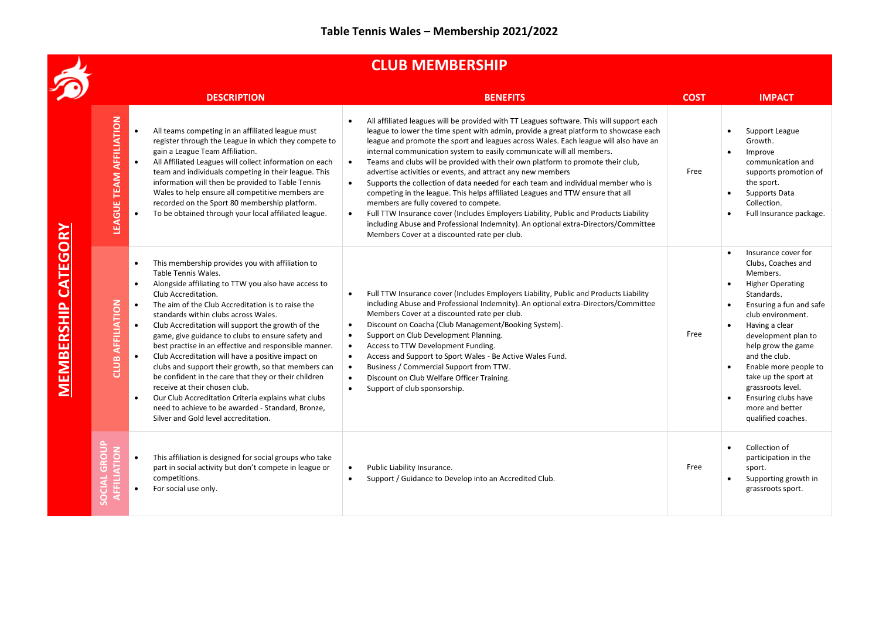# Table Tennis Wales – Membership 2021/2022

## CLUB MEMBERSHIP

**MEMBERSHIP CATEGORY**

| | DESCRIPTION | BENEFITS | COST | IMPACT |
|---|---|---|---|---|
| **LEAGUE TEAM AFFILIATION** | • All teams competing in an affiliated league must register through the League in which they compete to gain a League Team Affiliation.<br>• All Affiliated Leagues will collect information on each team and individuals competing in their league. This information will then be provided to Table Tennis Wales to help ensure all competitive members are recorded on the Sport 80 membership platform.<br>• To be obtained through your local affiliated league. | • All affiliated leagues will be provided with TT Leagues software. This will support each league to lower the time spent with admin, provide a great platform to showcase each league and promote the sport and leagues across Wales. Each league will also have an internal communication system to easily communicate will all members.<br>• Teams and clubs will be provided with their own platform to promote their club, advertise activities or events, and attract any new members<br>• Supports the collection of data needed for each team and individual member who is competing in the league. This helps affiliated Leagues and TTW ensure that all members are fully covered to compete.<br>• Full TTW Insurance cover (Includes Employers Liability, Public and Products Liability including Abuse and Professional Indemnity). An optional extra-Directors/Committee Members Cover at a discounted rate per club. | Free | • Support League Growth.<br>• Improve communication and supports promotion of the sport.<br>• Supports Data Collection.<br>• Full Insurance package. |
| **CLUB AFFILIATION** | • This membership provides you with affiliation to Table Tennis Wales.<br>• Alongside affiliating to TTW you also have access to Club Accreditation.<br>• The aim of the Club Accreditation is to raise the standards within clubs across Wales.<br>• Club Accreditation will support the growth of the game, give guidance to clubs to ensure safety and best practise in an effective and responsible manner.<br>• Club Accreditation will have a positive impact on clubs and support their growth, so that members can be confident in the care that they or their children receive at their chosen club.<br>• Our Club Accreditation Criteria explains what clubs need to achieve to be awarded - Standard, Bronze, Silver and Gold level accreditation. | • Full TTW Insurance cover (Includes Employers Liability, Public and Products Liability including Abuse and Professional Indemnity). An optional extra-Directors/Committee Members Cover at a discounted rate per club.<br>• Discount on Coacha (Club Management/Booking System).<br>• Support on Club Development Planning.<br>• Access to TTW Development Funding.<br>• Access and Support to Sport Wales - Be Active Wales Fund.<br>• Business / Commercial Support from TTW.<br>• Discount on Club Welfare Officer Training.<br>• Support of club sponsorship. | Free | • Insurance cover for Clubs, Coaches and Members.<br>• Higher Operating Standards.<br>• Ensuring a fun and safe club environment.<br>• Having a clear development plan to help grow the game and the club.<br>• Enable more people to take up the sport at grassroots level.<br>• Ensuring clubs have more and better qualified coaches. |
| **SOCIAL GROUP AFFILIATION** | • This affiliation is designed for social groups who take part in social activity but don't compete in league or competitions.<br>• For social use only. | • Public Liability Insurance.<br>• Support / Guidance to Develop into an Accredited Club. | Free | • Collection of participation in the sport.<br>• Supporting growth in grassroots sport. |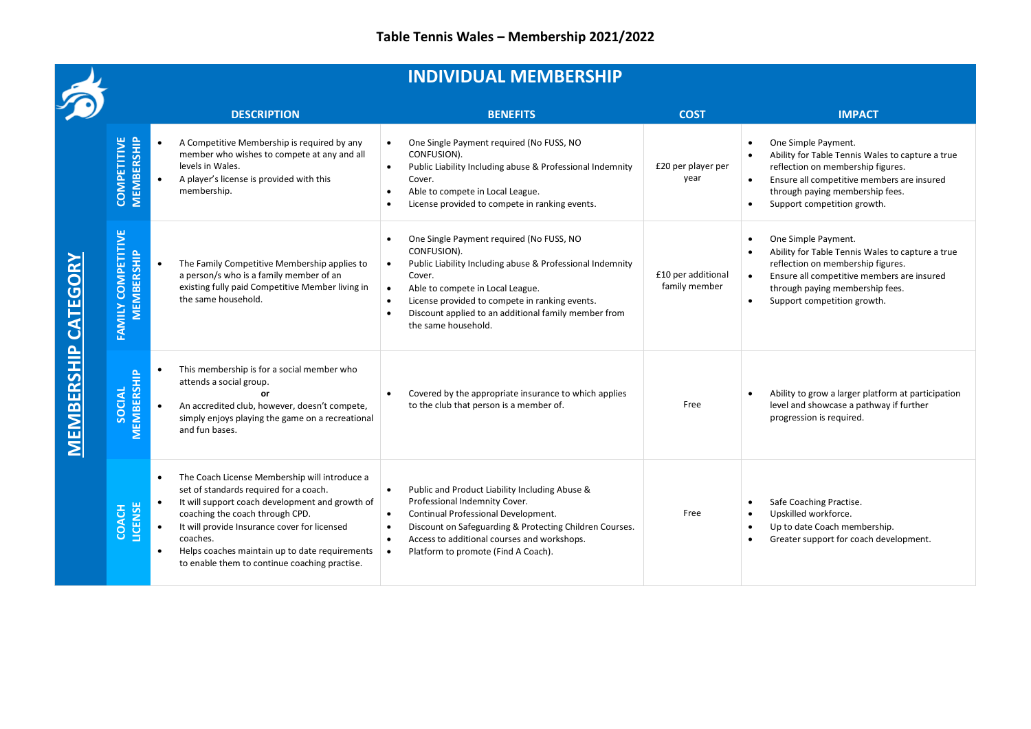# Table Tennis Wales – Membership 2021/2022

## INDIVIDUAL MEMBERSHIP

**MEMBERSHIP CATEGORY**

| | DESCRIPTION | BENEFITS | COST | IMPACT |
|---|---|---|---|---|
| **COMPETITIVE MEMBERSHIP** | • A Competitive Membership is required by any member who wishes to compete at any and all levels in Wales.<br>• A player's license is provided with this membership. | • One Single Payment required (No FUSS, NO CONFUSION).<br>• Public Liability Including abuse & Professional Indemnity Cover.<br>• Able to compete in Local League.<br>• License provided to compete in ranking events. | £20 per player per year | • One Simple Payment.<br>• Ability for Table Tennis Wales to capture a true reflection on membership figures.<br>• Ensure all competitive members are insured through paying membership fees.<br>• Support competition growth. |
| **FAMILY COMPETITIVE MEMBERSHIP** | • The Family Competitive Membership applies to a person/s who is a family member of an existing fully paid Competitive Member living in the same household. | • One Single Payment required (No FUSS, NO CONFUSION).<br>• Public Liability Including abuse & Professional Indemnity Cover.<br>• Able to compete in Local League.<br>• License provided to compete in ranking events.<br>• Discount applied to an additional family member from the same household. | £10 per additional family member | • One Simple Payment.<br>• Ability for Table Tennis Wales to capture a true reflection on membership figures.<br>• Ensure all competitive members are insured through paying membership fees.<br>• Support competition growth. |
| **SOCIAL MEMBERSHIP** | • This membership is for a social member who attends a social group.<br>**or**<br>• An accredited club, however, doesn't compete, simply enjoys playing the game on a recreational and fun bases. | • Covered by the appropriate insurance to which applies to the club that person is a member of. | Free | • Ability to grow a larger platform at participation level and showcase a pathway if further progression is required. |
| **COACH LICENSE** | • The Coach License Membership will introduce a set of standards required for a coach.<br>• It will support coach development and growth of coaching the coach through CPD.<br>• It will provide Insurance cover for licensed coaches.<br>• Helps coaches maintain up to date requirements to enable them to continue coaching practise. | • Public and Product Liability Including Abuse & Professional Indemnity Cover.<br>• Continual Professional Development.<br>• Discount on Safeguarding & Protecting Children Courses.<br>• Access to additional courses and workshops.<br>• Platform to promote (Find A Coach). | Free | • Safe Coaching Practise.<br>• Upskilled workforce.<br>• Up to date Coach membership.<br>• Greater support for coach development. |